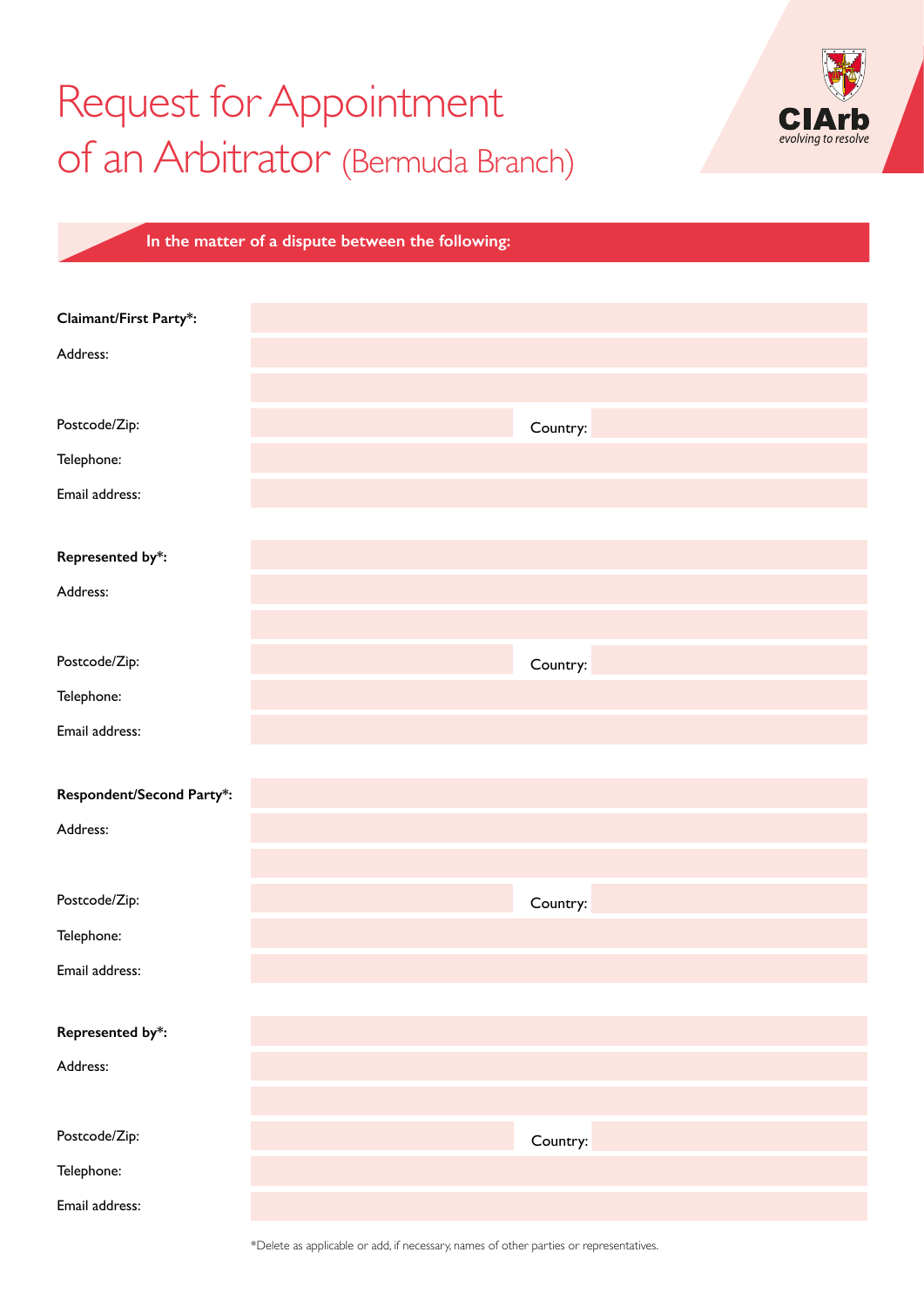# Request for Appointment of an Arbitrator (Bermuda Branch)

CIArb
*evolving to resolve*

## In the matter of a dispute between the following:

**Claimant/First Party*:**

Address:

Postcode/Zip: Country:

Telephone:

Email address:

**Represented by*:**

Address:

Postcode/Zip: Country:

Telephone:

Email address:

**Respondent/Second Party*:**

Address:

Postcode/Zip: Country:

Telephone:

Email address:

**Represented by*:**

Address:

Postcode/Zip: Country:

Telephone:

Email address:

*Delete as applicable or add, if necessary, names of other parties or representatives.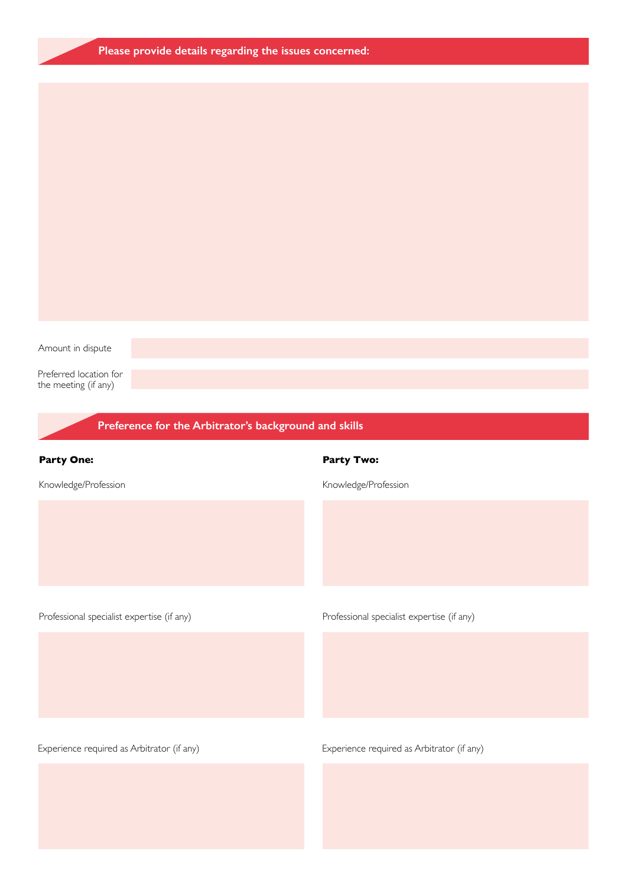## Please provide details regarding the issues concerned:

Amount in dispute

Preferred location for the meeting (if any)

## Preference for the Arbitrator's background and skills

**Party One:**

Knowledge/Profession

Professional specialist expertise (if any)

Experience required as Arbitrator (if any)

**Party Two:**

Knowledge/Profession

Professional specialist expertise (if any)

Experience required as Arbitrator (if any)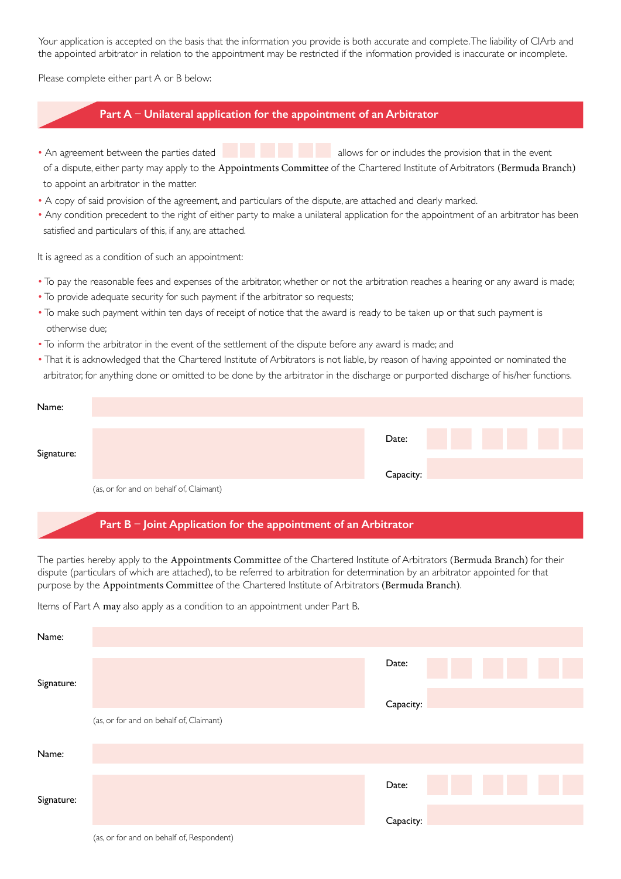Your application is accepted on the basis that the information you provide is both accurate and complete. The liability of CIArb and the appointed arbitrator in relation to the appointment may be restricted if the information provided is inaccurate or incomplete.

Please complete either part A or B below:

## Part A – Unilateral application for the appointment of an Arbitrator

- An agreement between the parties dated ______ allows for or includes the provision that in the event of a dispute, either party may apply to the **Appointments Committee** of the Chartered Institute of Arbitrators **(Bermuda Branch)** to appoint an arbitrator in the matter.
- A copy of said provision of the agreement, and particulars of the dispute, are attached and clearly marked.
- Any condition precedent to the right of either party to make a unilateral application for the appointment of an arbitrator has been satisfied and particulars of this, if any, are attached.

It is agreed as a condition of such an appointment:

- To pay the reasonable fees and expenses of the arbitrator, whether or not the arbitration reaches a hearing or any award is made;
- To provide adequate security for such payment if the arbitrator so requests;
- To make such payment within ten days of receipt of notice that the award is ready to be taken up or that such payment is otherwise due;
- To inform the arbitrator in the event of the settlement of the dispute before any award is made; and
- That it is acknowledged that the Chartered Institute of Arbitrators is not liable, by reason of having appointed or nominated the arbitrator, for anything done or omitted to be done by the arbitrator in the discharge or purported discharge of his/her functions.

Name:

Signature:

(as, or for and on behalf of, Claimant)

Date:

Capacity:

## Part B – Joint Application for the appointment of an Arbitrator

The parties hereby apply to the **Appointments Committee** of the Chartered Institute of Arbitrators **(Bermuda Branch)** for their dispute (particulars of which are attached), to be referred to arbitration for determination by an arbitrator appointed for that purpose by the **Appointments Committee** of the Chartered Institute of Arbitrators **(Bermuda Branch)**.

Items of Part A **may** also apply as a condition to an appointment under Part B.

Name:

Signature:

(as, or for and on behalf of, Claimant)

Date:

Capacity:

Name:

Signature:

(as, or for and on behalf of, Respondent)

Date:

Capacity: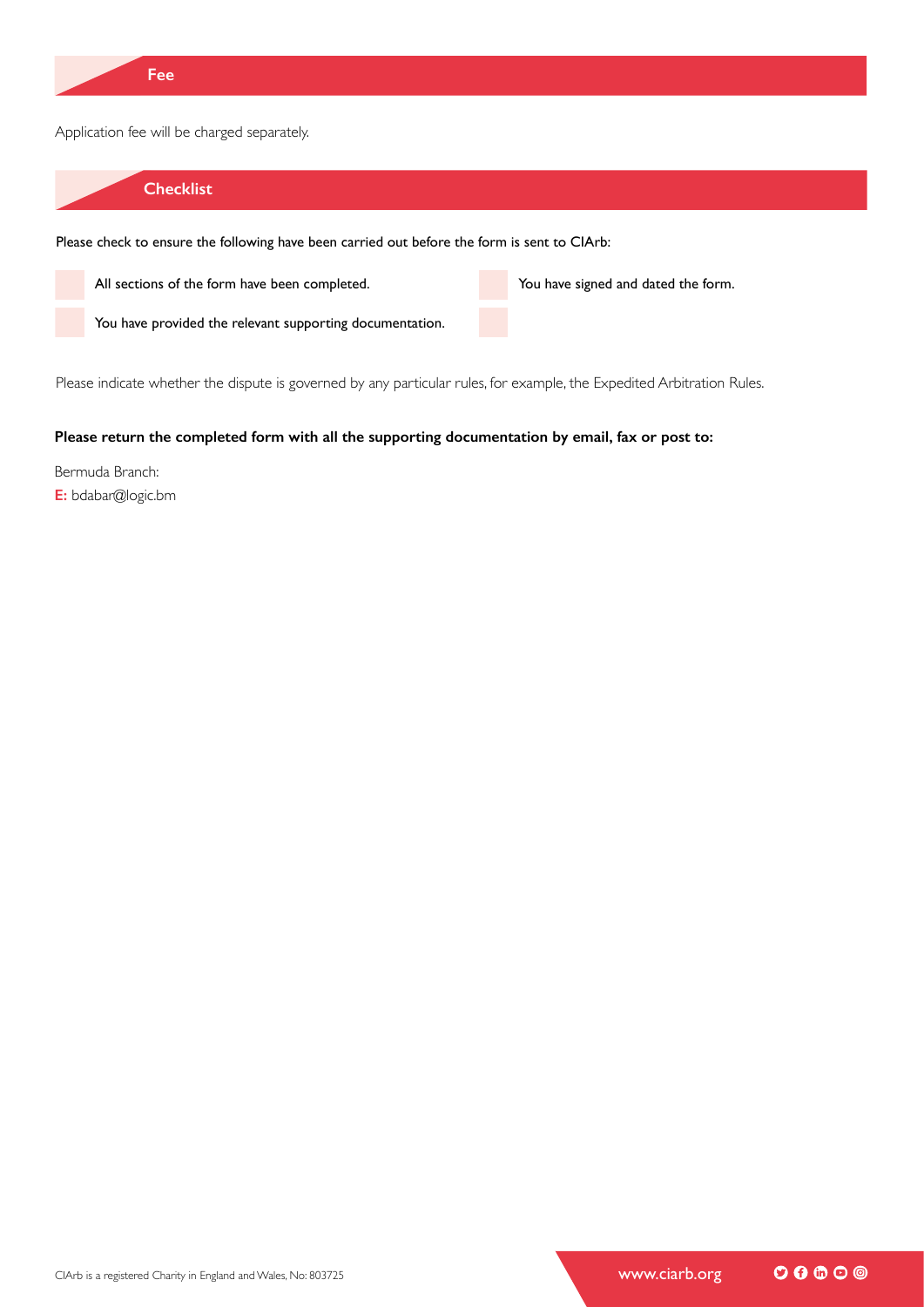## Fee

Application fee will be charged separately.

## Checklist

Please check to ensure the following have been carried out before the form is sent to CIArb:

- [ ] All sections of the form have been completed.
- [ ] You have signed and dated the form.
- [ ] You have provided the relevant supporting documentation.

Please indicate whether the dispute is governed by any particular rules, for example, the Expedited Arbitration Rules.

**Please return the completed form with all the supporting documentation by email, fax or post to:**

Bermuda Branch:
**E:** bdabar@logic.bm

CIArb is a registered Charity in England and Wales, No: 803725

www.ciarb.org